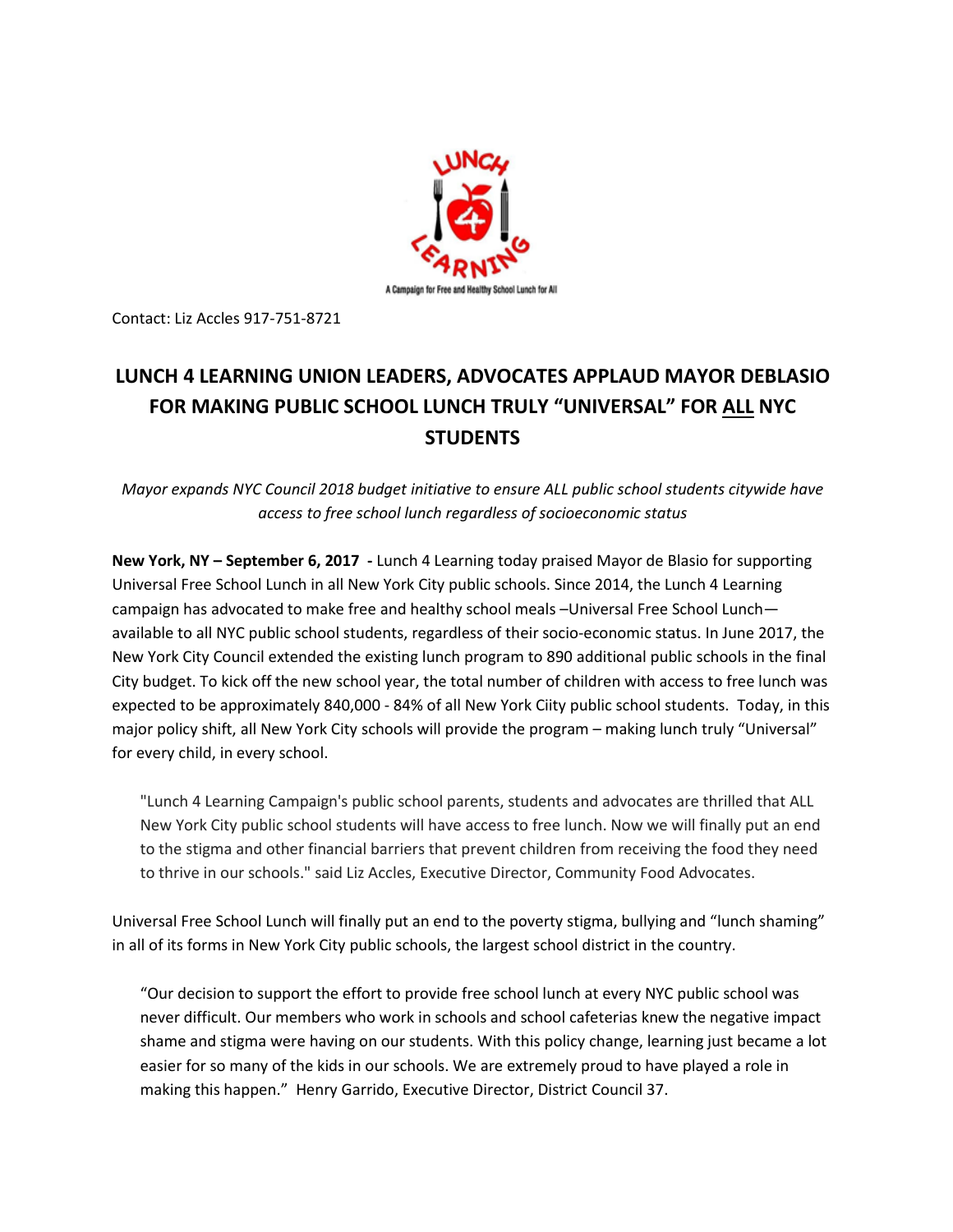A Campaign for Free and Healthy School Lunch for All

Contact: Liz Accles 917-751-8721

# LUNCH 4 LEARNING UNION LEADERS, ADVOCATES APPLAUD MAYOR DEBLASIO FOR MAKING PUBLIC SCHOOL LUNCH TRULY "UNIVERSAL" FOR ALL NYC STUDENTS

*Mayor expands NYC Council 2018 budget initiative to ensure ALL public school students citywide have access to free school lunch regardless of socioeconomic status*

**New York, NY – September 6, 2017 -** Lunch 4 Learning today praised Mayor de Blasio for supporting Universal Free School Lunch in all New York City public schools. Since 2014, the Lunch 4 Learning campaign has advocated to make free and healthy school meals –Universal Free School Lunch— available to all NYC public school students, regardless of their socio-economic status. In June 2017, the New York City Council extended the existing lunch program to 890 additional public schools in the final City budget. To kick off the new school year, the total number of children with access to free lunch was expected to be approximately 840,000 - 84% of all New York Ciity public school students. Today, in this major policy shift, all New York City schools will provide the program – making lunch truly "Universal" for every child, in every school.

> "Lunch 4 Learning Campaign's public school parents, students and advocates are thrilled that ALL New York City public school students will have access to free lunch. Now we will finally put an end to the stigma and other financial barriers that prevent children from receiving the food they need to thrive in our schools." said Liz Accles, Executive Director, Community Food Advocates.

Universal Free School Lunch will finally put an end to the poverty stigma, bullying and "lunch shaming" in all of its forms in New York City public schools, the largest school district in the country.

> "Our decision to support the effort to provide free school lunch at every NYC public school was never difficult. Our members who work in schools and school cafeterias knew the negative impact shame and stigma were having on our students. With this policy change, learning just became a lot easier for so many of the kids in our schools. We are extremely proud to have played a role in making this happen." Henry Garrido, Executive Director, District Council 37.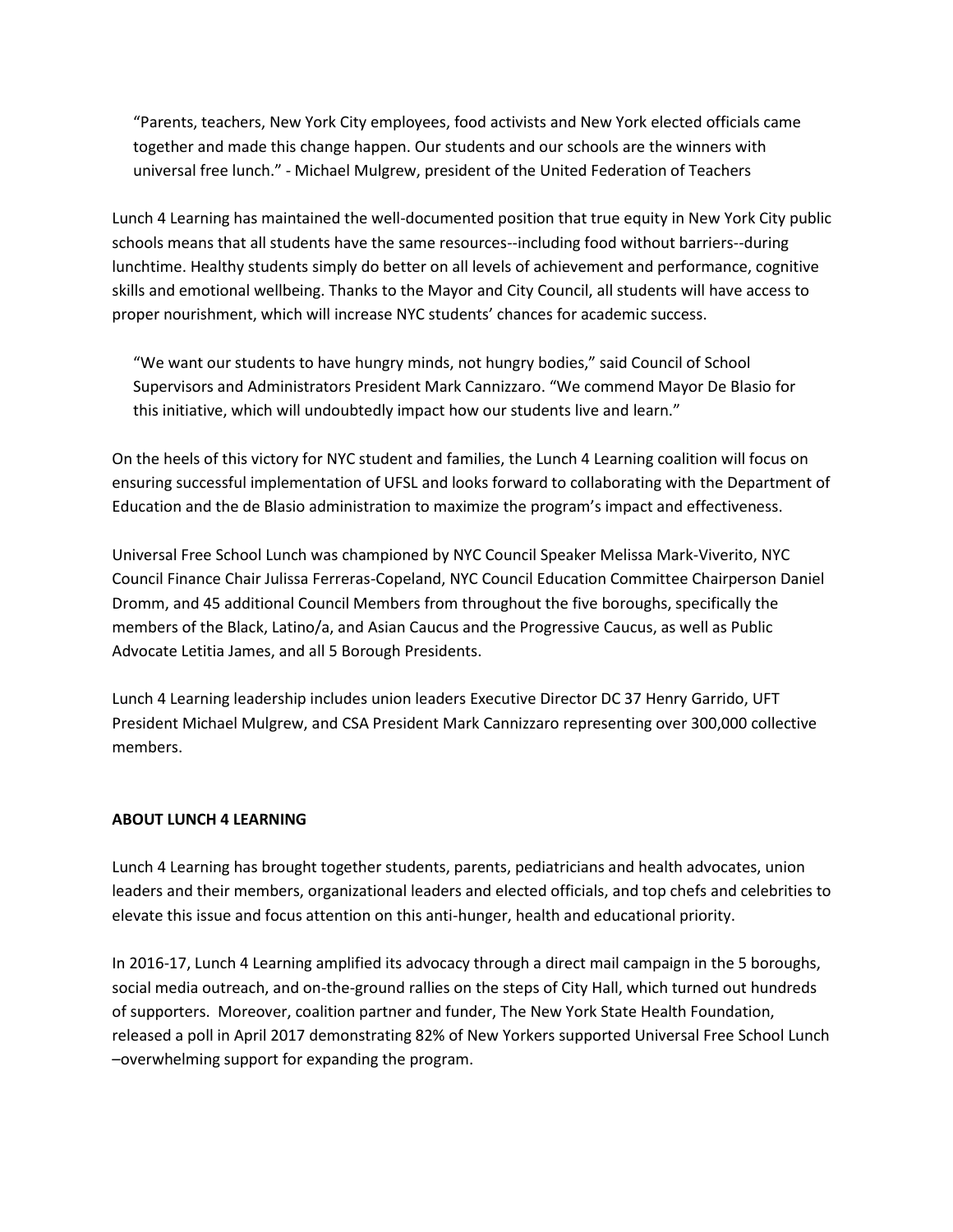> "Parents, teachers, New York City employees, food activists and New York elected officials came together and made this change happen. Our students and our schools are the winners with universal free lunch." - Michael Mulgrew, president of the United Federation of Teachers

Lunch 4 Learning has maintained the well-documented position that true equity in New York City public schools means that all students have the same resources--including food without barriers--during lunchtime. Healthy students simply do better on all levels of achievement and performance, cognitive skills and emotional wellbeing. Thanks to the Mayor and City Council, all students will have access to proper nourishment, which will increase NYC students' chances for academic success.

> "We want our students to have hungry minds, not hungry bodies," said Council of School Supervisors and Administrators President Mark Cannizzaro. "We commend Mayor De Blasio for this initiative, which will undoubtedly impact how our students live and learn."

On the heels of this victory for NYC student and families, the Lunch 4 Learning coalition will focus on ensuring successful implementation of UFSL and looks forward to collaborating with the Department of Education and the de Blasio administration to maximize the program's impact and effectiveness.

Universal Free School Lunch was championed by NYC Council Speaker Melissa Mark-Viverito, NYC Council Finance Chair Julissa Ferreras-Copeland, NYC Council Education Committee Chairperson Daniel Dromm, and 45 additional Council Members from throughout the five boroughs, specifically the members of the Black, Latino/a, and Asian Caucus and the Progressive Caucus, as well as Public Advocate Letitia James, and all 5 Borough Presidents.

Lunch 4 Learning leadership includes union leaders Executive Director DC 37 Henry Garrido, UFT President Michael Mulgrew, and CSA President Mark Cannizzaro representing over 300,000 collective members.

**ABOUT LUNCH 4 LEARNING**

Lunch 4 Learning has brought together students, parents, pediatricians and health advocates, union leaders and their members, organizational leaders and elected officials, and top chefs and celebrities to elevate this issue and focus attention on this anti-hunger, health and educational priority.

In 2016-17, Lunch 4 Learning amplified its advocacy through a direct mail campaign in the 5 boroughs, social media outreach, and on-the-ground rallies on the steps of City Hall, which turned out hundreds of supporters. Moreover, coalition partner and funder, The New York State Health Foundation, released a poll in April 2017 demonstrating 82% of New Yorkers supported Universal Free School Lunch –overwhelming support for expanding the program.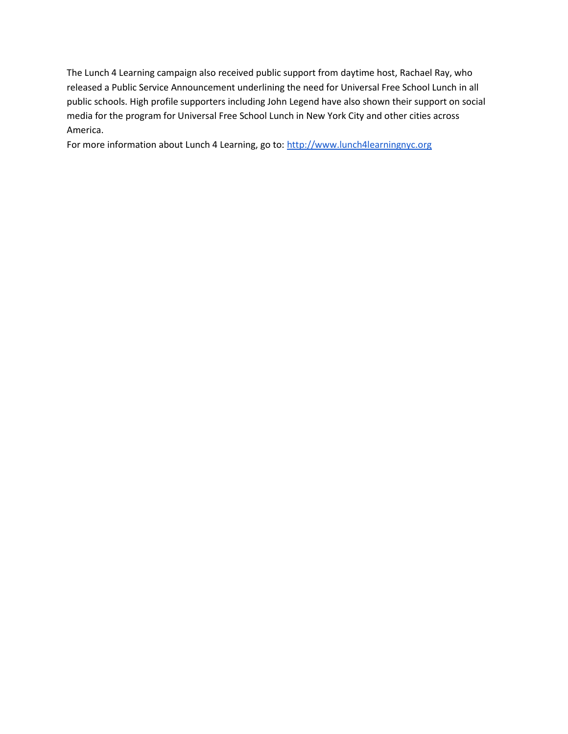The Lunch 4 Learning campaign also received public support from daytime host, Rachael Ray, who released a Public Service Announcement underlining the need for Universal Free School Lunch in all public schools. High profile supporters including John Legend have also shown their support on social media for the program for Universal Free School Lunch in New York City and other cities across America.

For more information about Lunch 4 Learning, go to: [http://www.lunch4learningnyc.org](http://www.lunch4learningnyc.org)